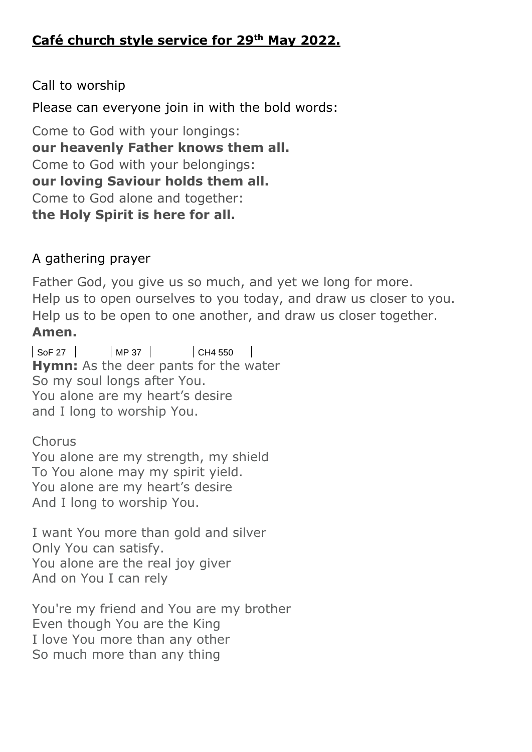**Café church style service for 29th May 2022.**

Call to worship

Please can everyone join in with the bold words:

Come to God with your longings:
**our heavenly Father knows them all.**
Come to God with your belongings:
**our loving Saviour holds them all.**
Come to God alone and together:
**the Holy Spirit is here for all.**

A gathering prayer

Father God, you give us so much, and yet we long for more.
Help us to open ourselves to you today, and draw us closer to you.
Help us to be open to one another, and draw us closer together.
**Amen.**

| SoF 27 | MP 37 | CH4 550 |

**Hymn:** As the deer pants for the water
So my soul longs after You.
You alone are my heart's desire
and I long to worship You.

Chorus
You alone are my strength, my shield
To You alone may my spirit yield.
You alone are my heart's desire
And I long to worship You.

I want You more than gold and silver
Only You can satisfy.
You alone are the real joy giver
And on You I can rely

You're my friend and You are my brother
Even though You are the King
I love You more than any other
So much more than any thing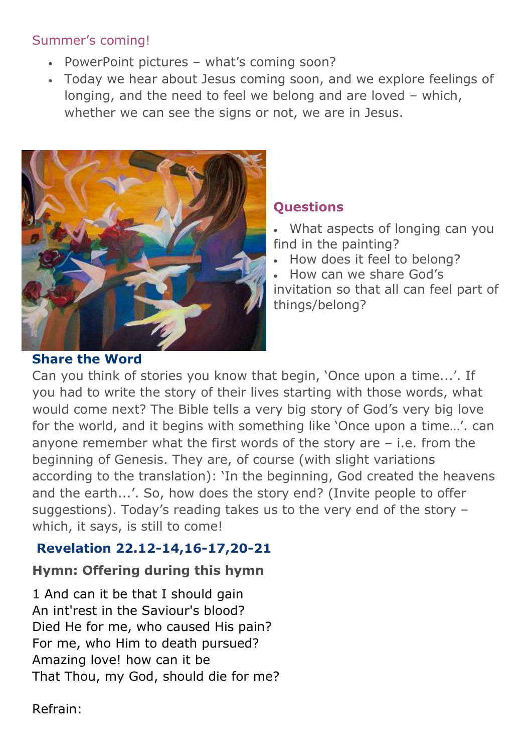### Summer's coming!

- PowerPoint pictures – what's coming soon?
- Today we hear about Jesus coming soon, and we explore feelings of longing, and the need to feel we belong and are loved – which, whether we can see the signs or not, we are in Jesus.

### Questions

- What aspects of longing can you find in the painting?
- How does it feel to belong?
- How can we share God's invitation so that all can feel part of things/belong?

### Share the Word

Can you think of stories you know that begin, 'Once upon a time...'. If you had to write the story of their lives starting with those words, what would come next? The Bible tells a very big story of God's very big love for the world, and it begins with something like 'Once upon a time…'. can anyone remember what the first words of the story are – i.e. from the beginning of Genesis. They are, of course (with slight variations according to the translation): 'In the beginning, God created the heavens and the earth...'. So, how does the story end? (Invite people to offer suggestions). Today's reading takes us to the very end of the story – which, it says, is still to come!

### Revelation 22.12-14,16-17,20-21

**Hymn: Offering during this hymn**

1 And can it be that I should gain
An int'rest in the Saviour's blood?
Died He for me, who caused His pain?
For me, who Him to death pursued?
Amazing love! how can it be
That Thou, my God, should die for me?

Refrain: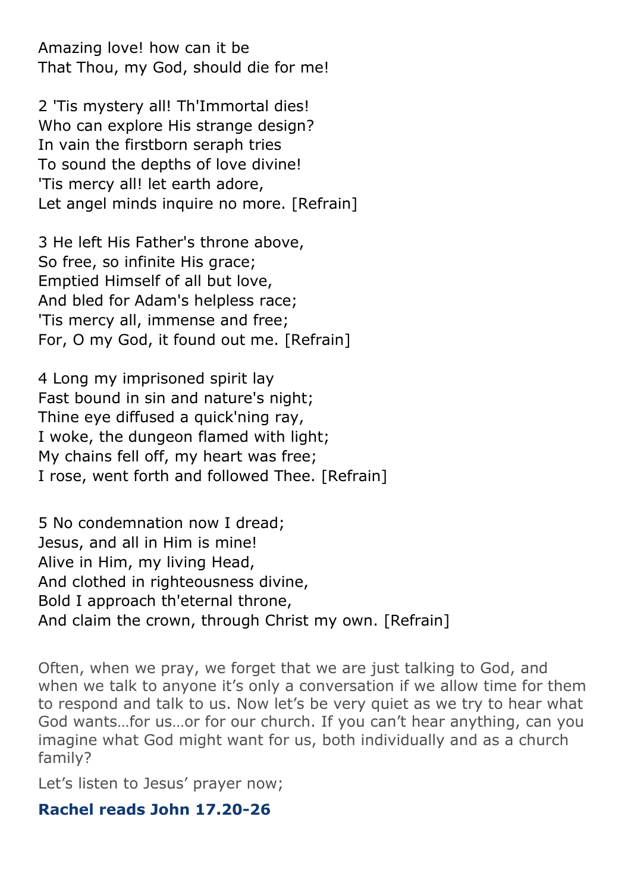Amazing love! how can it be  
That Thou, my God, should die for me!

2 'Tis mystery all! Th'Immortal dies!  
Who can explore His strange design?  
In vain the firstborn seraph tries  
To sound the depths of love divine!  
'Tis mercy all! let earth adore,  
Let angel minds inquire no more. [Refrain]

3 He left His Father's throne above,  
So free, so infinite His grace;  
Emptied Himself of all but love,  
And bled for Adam's helpless race;  
'Tis mercy all, immense and free;  
For, O my God, it found out me. [Refrain]

4 Long my imprisoned spirit lay  
Fast bound in sin and nature's night;  
Thine eye diffused a quick'ning ray,  
I woke, the dungeon flamed with light;  
My chains fell off, my heart was free;  
I rose, went forth and followed Thee. [Refrain]

5 No condemnation now I dread;  
Jesus, and all in Him is mine!  
Alive in Him, my living Head,  
And clothed in righteousness divine,  
Bold I approach th'eternal throne,  
And claim the crown, through Christ my own. [Refrain]

Often, when we pray, we forget that we are just talking to God, and when we talk to anyone it's only a conversation if we allow time for them to respond and talk to us. Now let's be very quiet as we try to hear what God wants…for us…or for our church. If you can't hear anything, can you imagine what God might want for us, both individually and as a church family?

Let's listen to Jesus' prayer now;

**Rachel reads John 17.20-26**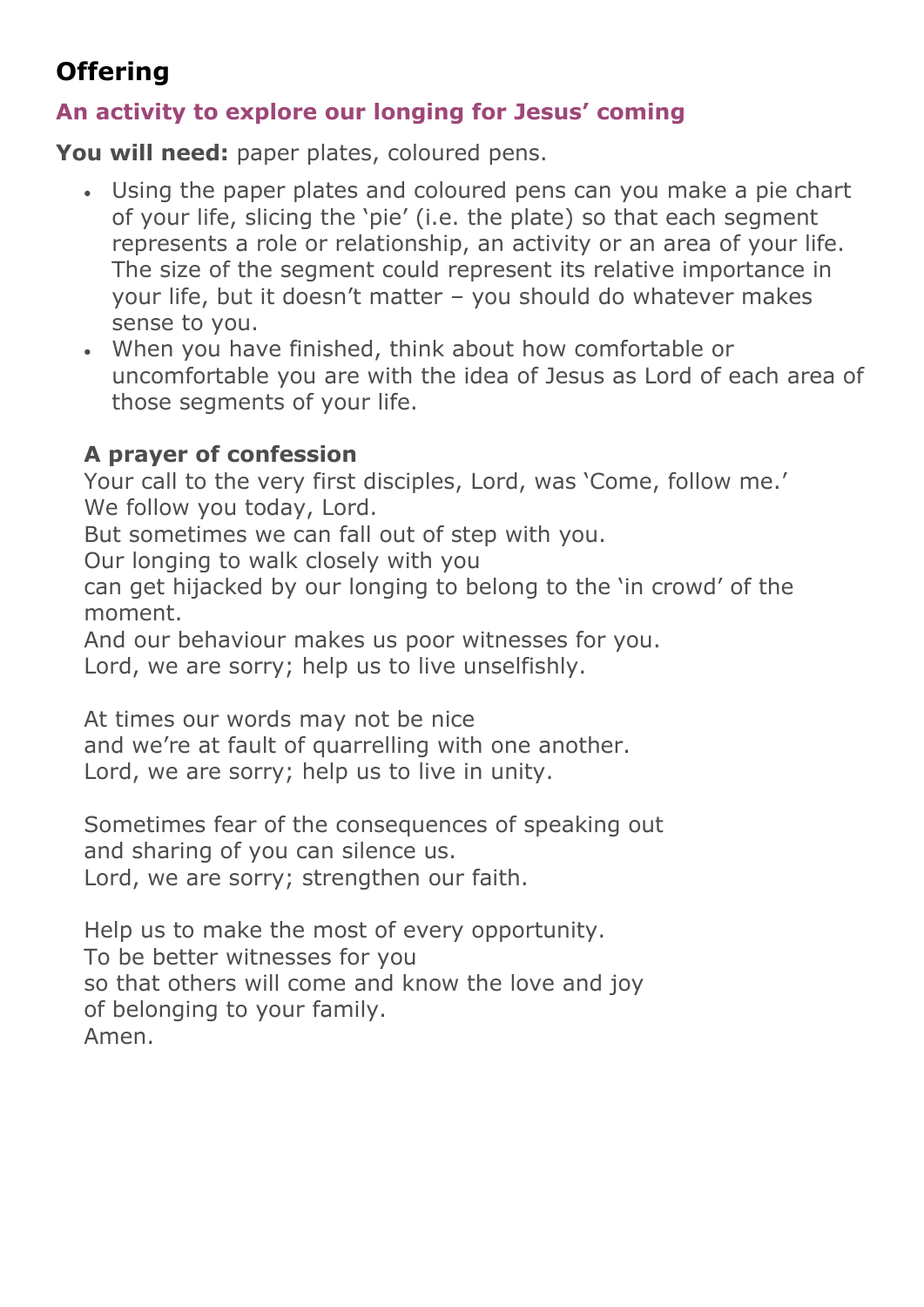## Offering

### An activity to explore our longing for Jesus' coming

**You will need:** paper plates, coloured pens.

- Using the paper plates and coloured pens can you make a pie chart of your life, slicing the 'pie' (i.e. the plate) so that each segment represents a role or relationship, an activity or an area of your life. The size of the segment could represent its relative importance in your life, but it doesn't matter – you should do whatever makes sense to you.
- When you have finished, think about how comfortable or uncomfortable you are with the idea of Jesus as Lord of each area of those segments of your life.

**A prayer of confession**

Your call to the very first disciples, Lord, was 'Come, follow me.'
We follow you today, Lord.
But sometimes we can fall out of step with you.
Our longing to walk closely with you
can get hijacked by our longing to belong to the 'in crowd' of the moment.
And our behaviour makes us poor witnesses for you.
Lord, we are sorry; help us to live unselfishly.

At times our words may not be nice
and we're at fault of quarrelling with one another.
Lord, we are sorry; help us to live in unity.

Sometimes fear of the consequences of speaking out
and sharing of you can silence us.
Lord, we are sorry; strengthen our faith.

Help us to make the most of every opportunity.
To be better witnesses for you
so that others will come and know the love and joy
of belonging to your family.
Amen.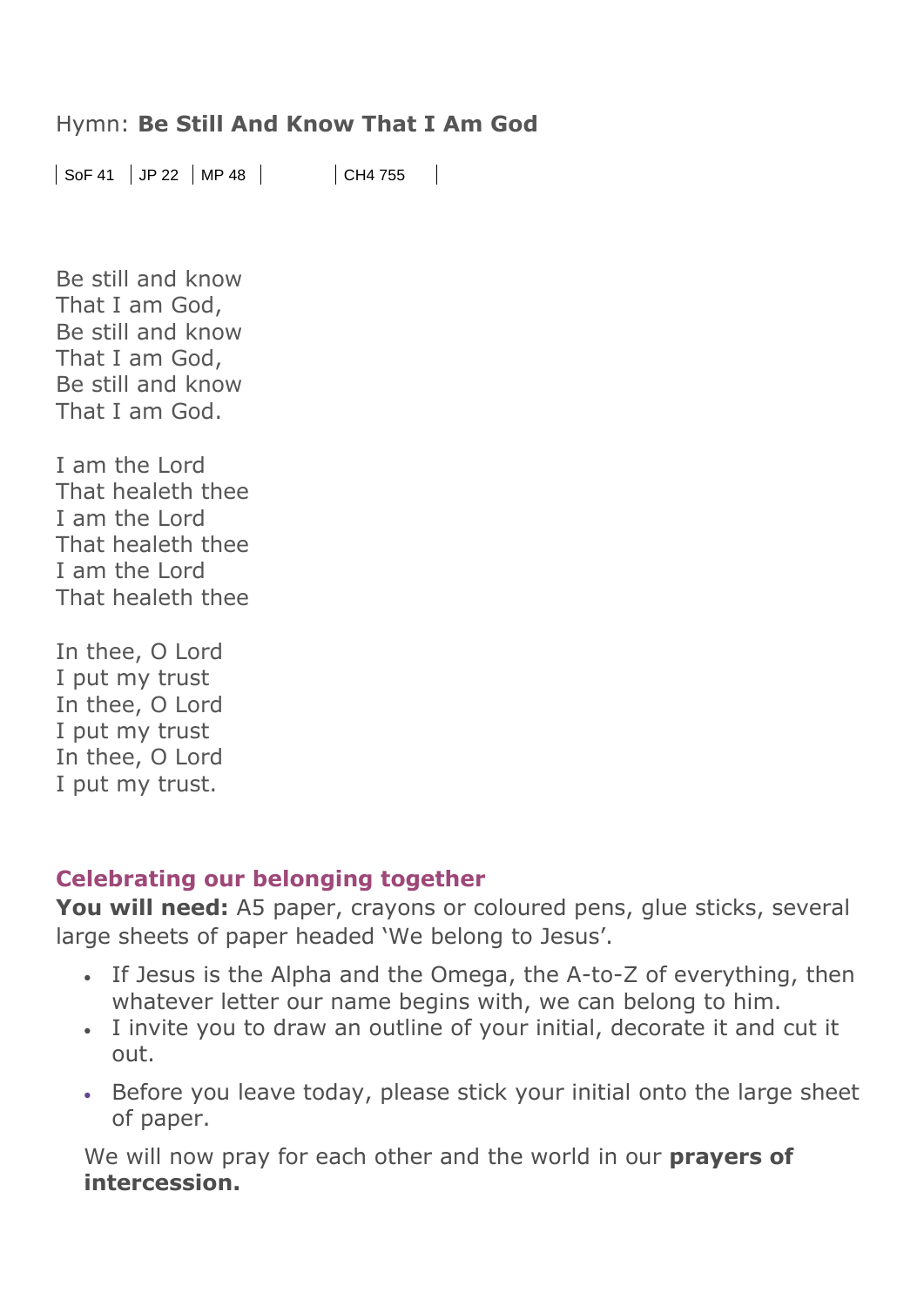Hymn: **Be Still And Know That I Am God**

| SoF 41 | JP 22 | MP 48 | | CH4 755 |
|---|---|---|---|---|

Be still and know
That I am God,
Be still and know
That I am God,
Be still and know
That I am God.

I am the Lord
That healeth thee
I am the Lord
That healeth thee
I am the Lord
That healeth thee

In thee, O Lord
I put my trust
In thee, O Lord
I put my trust
In thee, O Lord
I put my trust.

## Celebrating our belonging together

**You will need:** A5 paper, crayons or coloured pens, glue sticks, several large sheets of paper headed 'We belong to Jesus'.

- If Jesus is the Alpha and the Omega, the A-to-Z of everything, then whatever letter our name begins with, we can belong to him.
- I invite you to draw an outline of your initial, decorate it and cut it out.
- Before you leave today, please stick your initial onto the large sheet of paper.

We will now pray for each other and the world in our **prayers of intercession.**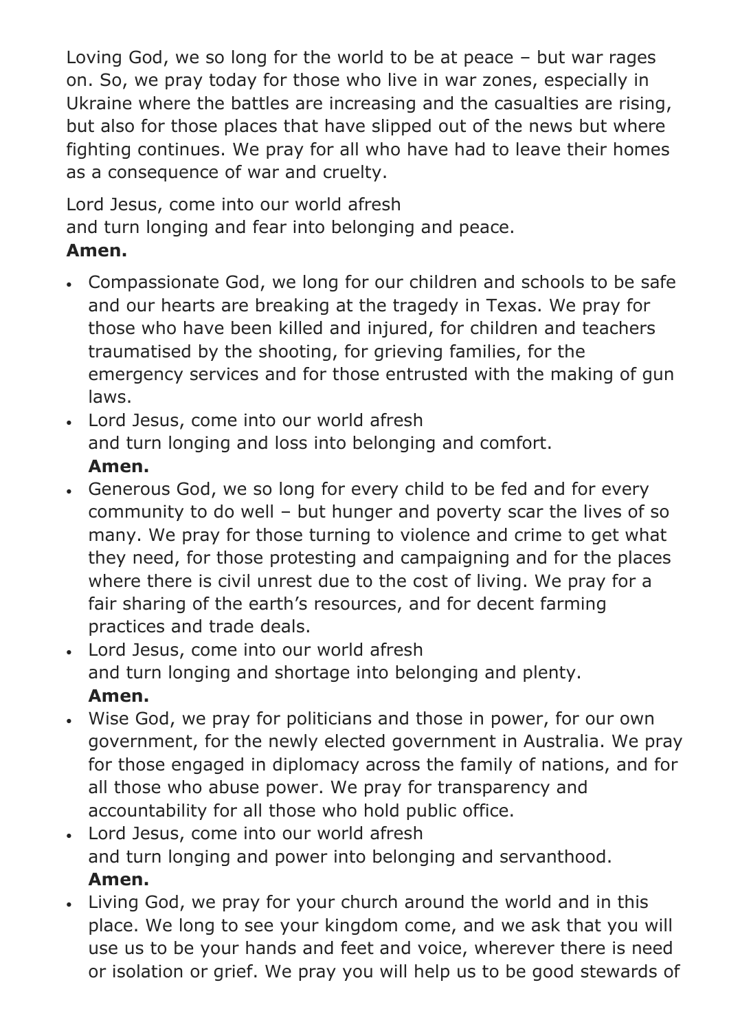Loving God, we so long for the world to be at peace – but war rages on. So, we pray today for those who live in war zones, especially in Ukraine where the battles are increasing and the casualties are rising, but also for those places that have slipped out of the news but where fighting continues. We pray for all who have had to leave their homes as a consequence of war and cruelty.

Lord Jesus, come into our world afresh
and turn longing and fear into belonging and peace.
**Amen.**

- Compassionate God, we long for our children and schools to be safe and our hearts are breaking at the tragedy in Texas. We pray for those who have been killed and injured, for children and teachers traumatised by the shooting, for grieving families, for the emergency services and for those entrusted with the making of gun laws.
- Lord Jesus, come into our world afresh
  and turn longing and loss into belonging and comfort.
  **Amen.**
- Generous God, we so long for every child to be fed and for every community to do well – but hunger and poverty scar the lives of so many. We pray for those turning to violence and crime to get what they need, for those protesting and campaigning and for the places where there is civil unrest due to the cost of living. We pray for a fair sharing of the earth's resources, and for decent farming practices and trade deals.
- Lord Jesus, come into our world afresh
  and turn longing and shortage into belonging and plenty.
  **Amen.**
- Wise God, we pray for politicians and those in power, for our own government, for the newly elected government in Australia. We pray for those engaged in diplomacy across the family of nations, and for all those who abuse power. We pray for transparency and accountability for all those who hold public office.
- Lord Jesus, come into our world afresh
  and turn longing and power into belonging and servanthood.
  **Amen.**
- Living God, we pray for your church around the world and in this place. We long to see your kingdom come, and we ask that you will use us to be your hands and feet and voice, wherever there is need or isolation or grief. We pray you will help us to be good stewards of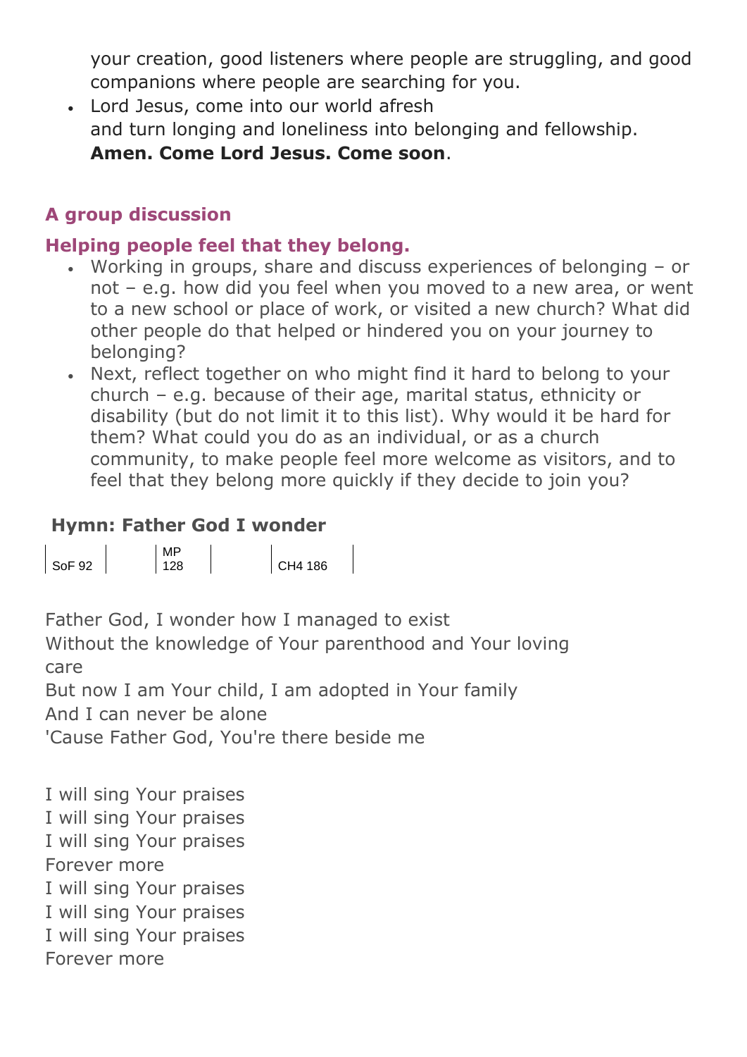your creation, good listeners where people are struggling, and good companions where people are searching for you.

- Lord Jesus, come into our world afresh
  and turn longing and loneliness into belonging and fellowship.
  **Amen. Come Lord Jesus. Come soon**.

## A group discussion

### Helping people feel that they belong.

- Working in groups, share and discuss experiences of belonging – or not – e.g. how did you feel when you moved to a new area, or went to a new school or place of work, or visited a new church? What did other people do that helped or hindered you on your journey to belonging?
- Next, reflect together on who might find it hard to belong to your church – e.g. because of their age, marital status, ethnicity or disability (but do not limit it to this list). Why would it be hard for them? What could you do as an individual, or as a church community, to make people feel more welcome as visitors, and to feel that they belong more quickly if they decide to join you?

### Hymn: Father God I wonder

| SoF 92 | MP 128 | CH4 186 |
|---|---|---|

Father God, I wonder how I managed to exist
Without the knowledge of Your parenthood and Your loving care
But now I am Your child, I am adopted in Your family
And I can never be alone
'Cause Father God, You're there beside me

I will sing Your praises
I will sing Your praises
I will sing Your praises
Forever more
I will sing Your praises
I will sing Your praises
I will sing Your praises
Forever more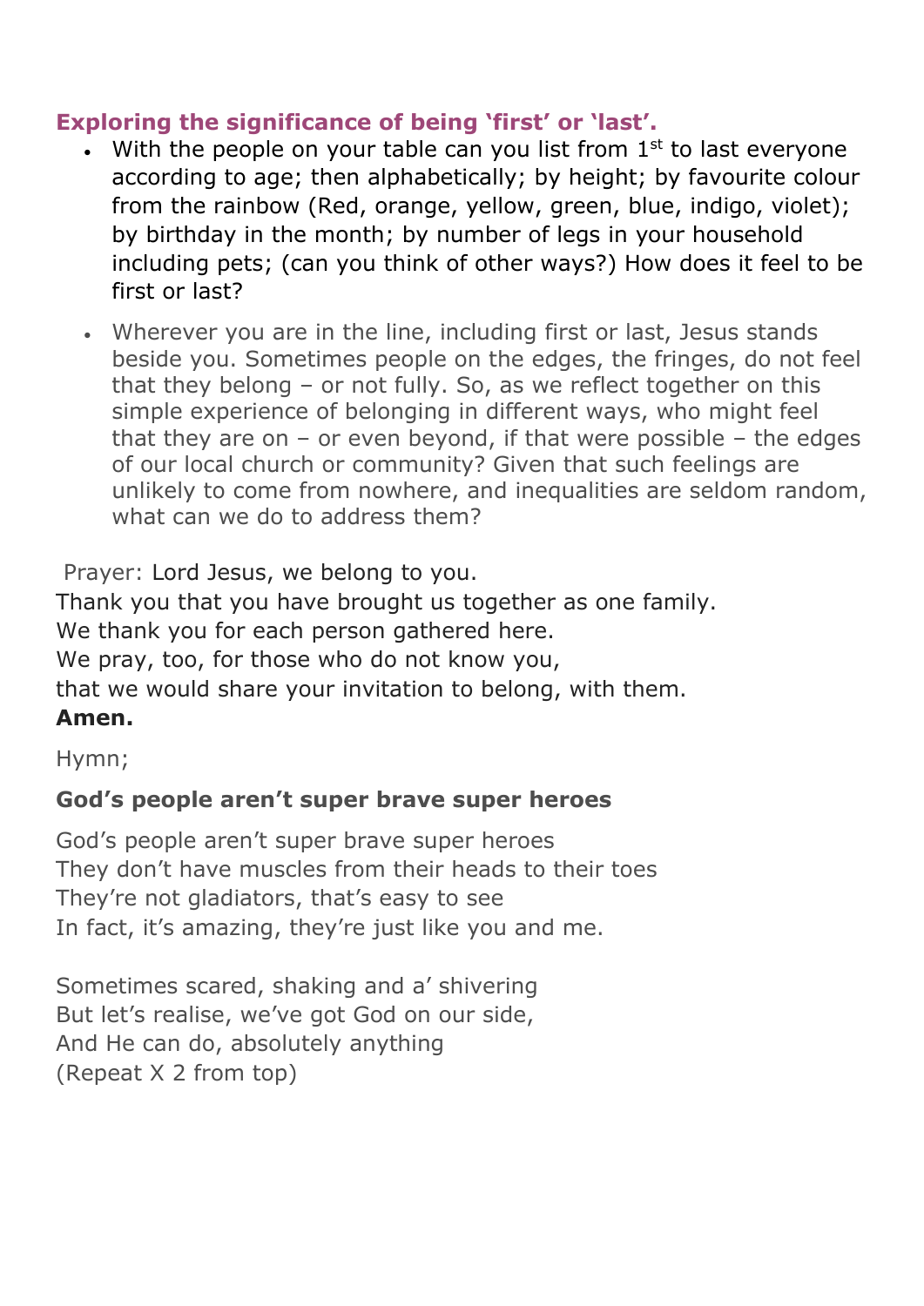### Exploring the significance of being 'first' or 'last'.

- With the people on your table can you list from 1st to last everyone according to age; then alphabetically; by height; by favourite colour from the rainbow (Red, orange, yellow, green, blue, indigo, violet); by birthday in the month; by number of legs in your household including pets; (can you think of other ways?) How does it feel to be first or last?
- Wherever you are in the line, including first or last, Jesus stands beside you. Sometimes people on the edges, the fringes, do not feel that they belong – or not fully. So, as we reflect together on this simple experience of belonging in different ways, who might feel that they are on – or even beyond, if that were possible – the edges of our local church or community? Given that such feelings are unlikely to come from nowhere, and inequalities are seldom random, what can we do to address them?

Prayer: Lord Jesus, we belong to you.
Thank you that you have brought us together as one family.
We thank you for each person gathered here.
We pray, too, for those who do not know you,
that we would share your invitation to belong, with them.
**Amen.**

Hymn;

**God's people aren't super brave super heroes**

God's people aren't super brave super heroes
They don't have muscles from their heads to their toes
They're not gladiators, that's easy to see
In fact, it's amazing, they're just like you and me.

Sometimes scared, shaking and a' shivering
But let's realise, we've got God on our side,
And He can do, absolutely anything
(Repeat X 2 from top)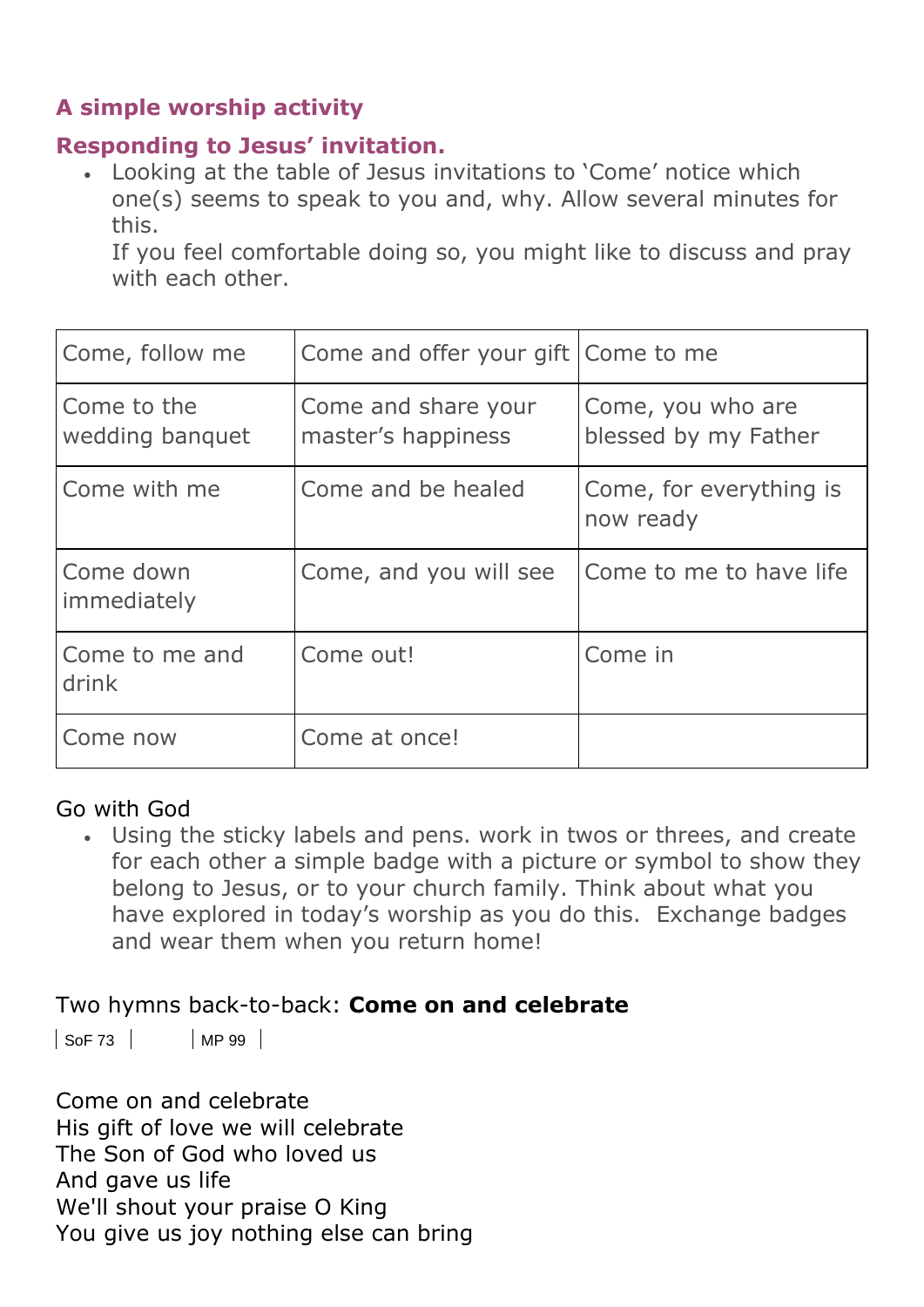## A simple worship activity

## Responding to Jesus' invitation.

- Looking at the table of Jesus invitations to 'Come' notice which one(s) seems to speak to you and, why. Allow several minutes for this.
  If you feel comfortable doing so, you might like to discuss and pray with each other.

| | | |
|---|---|---|
| Come, follow me | Come and offer your gift | Come to me |
| Come to the wedding banquet | Come and share your master's happiness | Come, you who are blessed by my Father |
| Come with me | Come and be healed | Come, for everything is now ready |
| Come down immediately | Come, and you will see | Come to me to have life |
| Come to me and drink | Come out! | Come in |
| Come now | Come at once! | |

Go with God

- Using the sticky labels and pens. work in twos or threes, and create for each other a simple badge with a picture or symbol to show they belong to Jesus, or to your church family. Think about what you have explored in today's worship as you do this. Exchange badges and wear them when you return home!

Two hymns back-to-back: **Come on and celebrate**

SoF 73 | MP 99

Come on and celebrate
His gift of love we will celebrate
The Son of God who loved us
And gave us life
We'll shout your praise O King
You give us joy nothing else can bring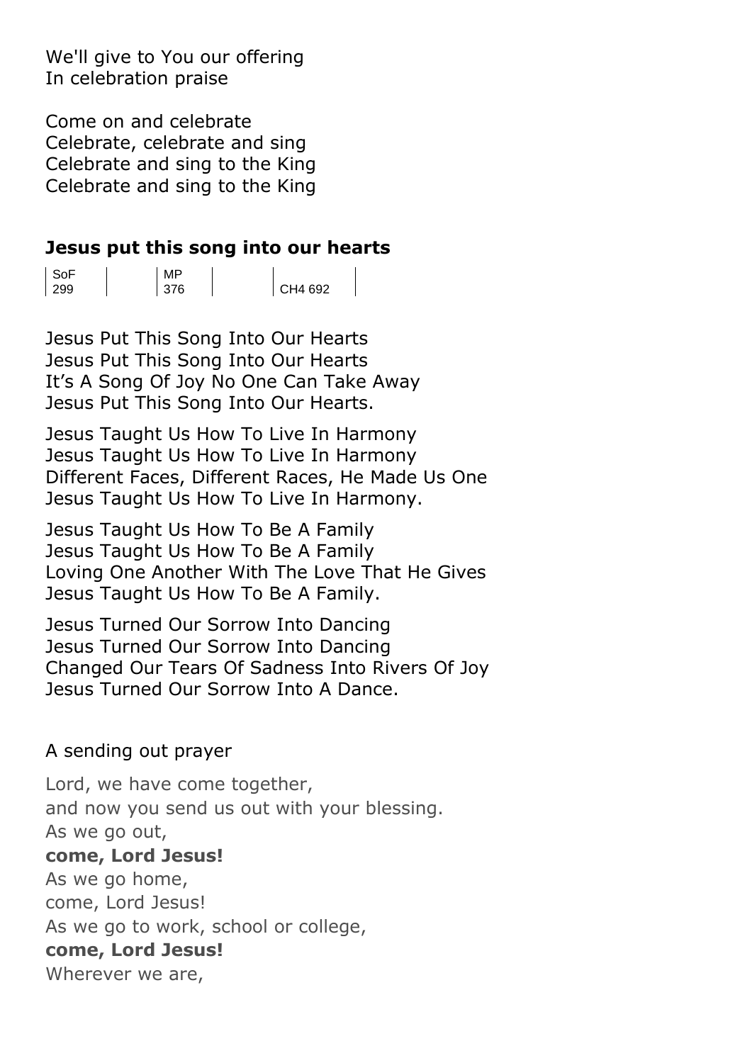We'll give to You our offering
In celebration praise

Come on and celebrate
Celebrate, celebrate and sing
Celebrate and sing to the King
Celebrate and sing to the King

### Jesus put this song into our hearts

| SoF 299 | | MP 376 | | CH4 692 |
|---|---|---|---|---|

Jesus Put This Song Into Our Hearts
Jesus Put This Song Into Our Hearts
It's A Song Of Joy No One Can Take Away
Jesus Put This Song Into Our Hearts.

Jesus Taught Us How To Live In Harmony
Jesus Taught Us How To Live In Harmony
Different Faces, Different Races, He Made Us One
Jesus Taught Us How To Live In Harmony.

Jesus Taught Us How To Be A Family
Jesus Taught Us How To Be A Family
Loving One Another With The Love That He Gives
Jesus Taught Us How To Be A Family.

Jesus Turned Our Sorrow Into Dancing
Jesus Turned Our Sorrow Into Dancing
Changed Our Tears Of Sadness Into Rivers Of Joy
Jesus Turned Our Sorrow Into A Dance.

A sending out prayer

Lord, we have come together,
and now you send us out with your blessing.
As we go out,
**come, Lord Jesus!**
As we go home,
come, Lord Jesus!
As we go to work, school or college,
**come, Lord Jesus!**
Wherever we are,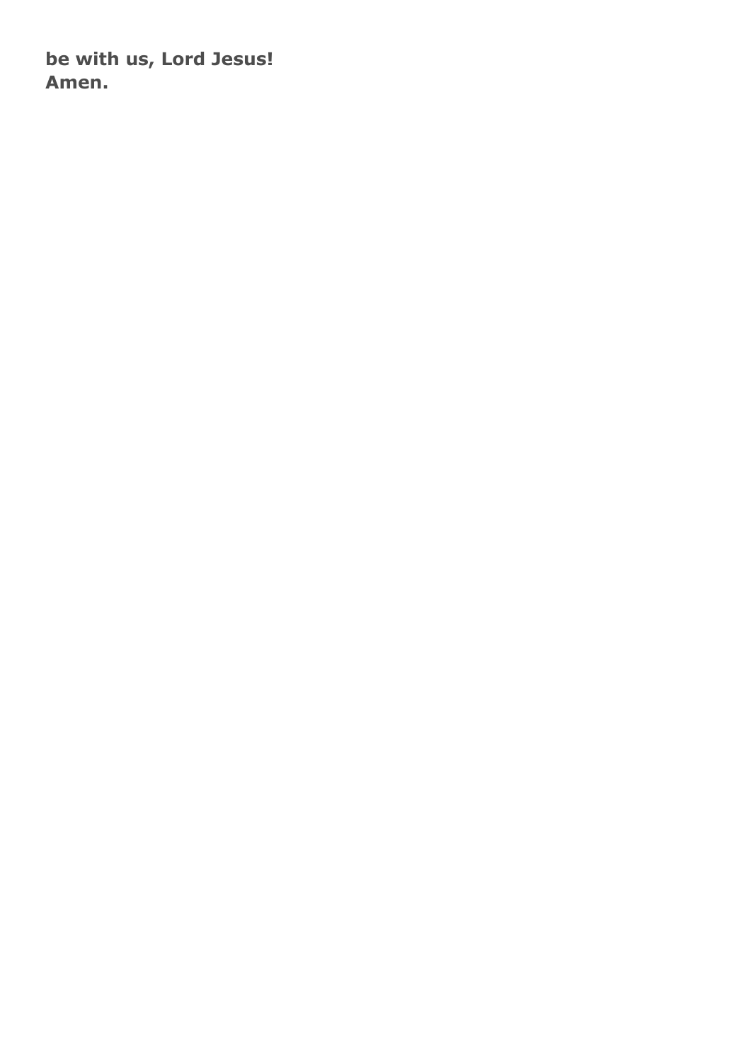**be with us, Lord Jesus!**
**Amen.**